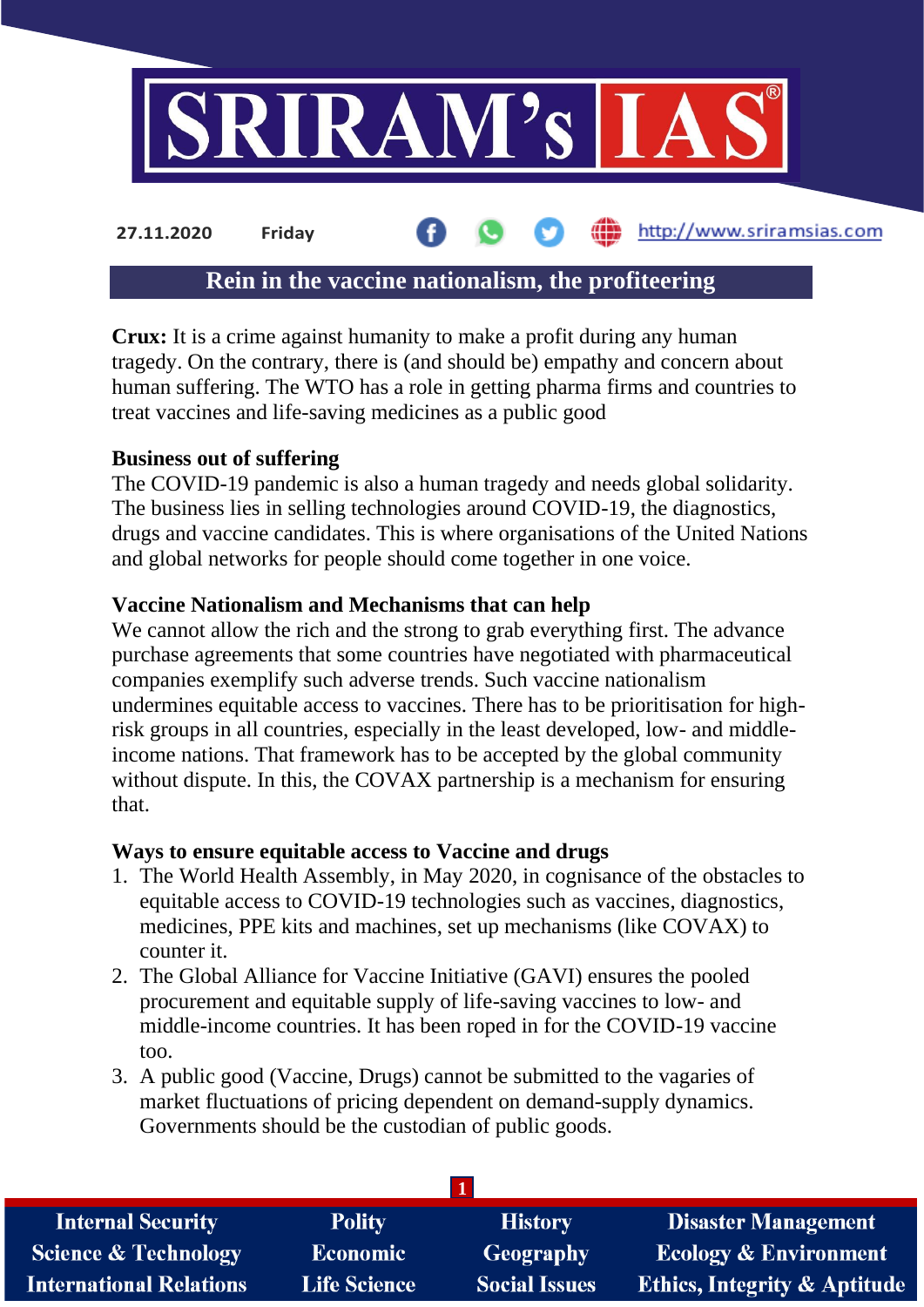27.11.2020 Friday

# Rein in the vaccine nationalism, the profiteering

**Crux:** It is a crime against humanity to make a profit during any human tragedy. On the contrary, there is (and should be) empathy and concern about human suffering. The WTO has a role in getting pharma firms and countries to treat vaccines and life-saving medicines as a public good

**Business out of suffering**

The COVID-19 pandemic is also a human tragedy and needs global solidarity. The business lies in selling technologies around COVID-19, the diagnostics, drugs and vaccine candidates. This is where organisations of the United Nations and global networks for people should come together in one voice.

**Vaccine Nationalism and Mechanisms that can help**

We cannot allow the rich and the strong to grab everything first. The advance purchase agreements that some countries have negotiated with pharmaceutical companies exemplify such adverse trends. Such vaccine nationalism undermines equitable access to vaccines. There has to be prioritisation for high-risk groups in all countries, especially in the least developed, low- and middle-income nations. That framework has to be accepted by the global community without dispute. In this, the COVAX partnership is a mechanism for ensuring that.

**Ways to ensure equitable access to Vaccine and drugs**

1. The World Health Assembly, in May 2020, in cognisance of the obstacles to equitable access to COVID-19 technologies such as vaccines, diagnostics, medicines, PPE kits and machines, set up mechanisms (like COVAX) to counter it.
2. The Global Alliance for Vaccine Initiative (GAVI) ensures the pooled procurement and equitable supply of life-saving vaccines to low- and middle-income countries. It has been roped in for the COVID-19 vaccine too.
3. A public good (Vaccine, Drugs) cannot be submitted to the vagaries of market fluctuations of pricing dependent on demand-supply dynamics. Governments should be the custodian of public goods.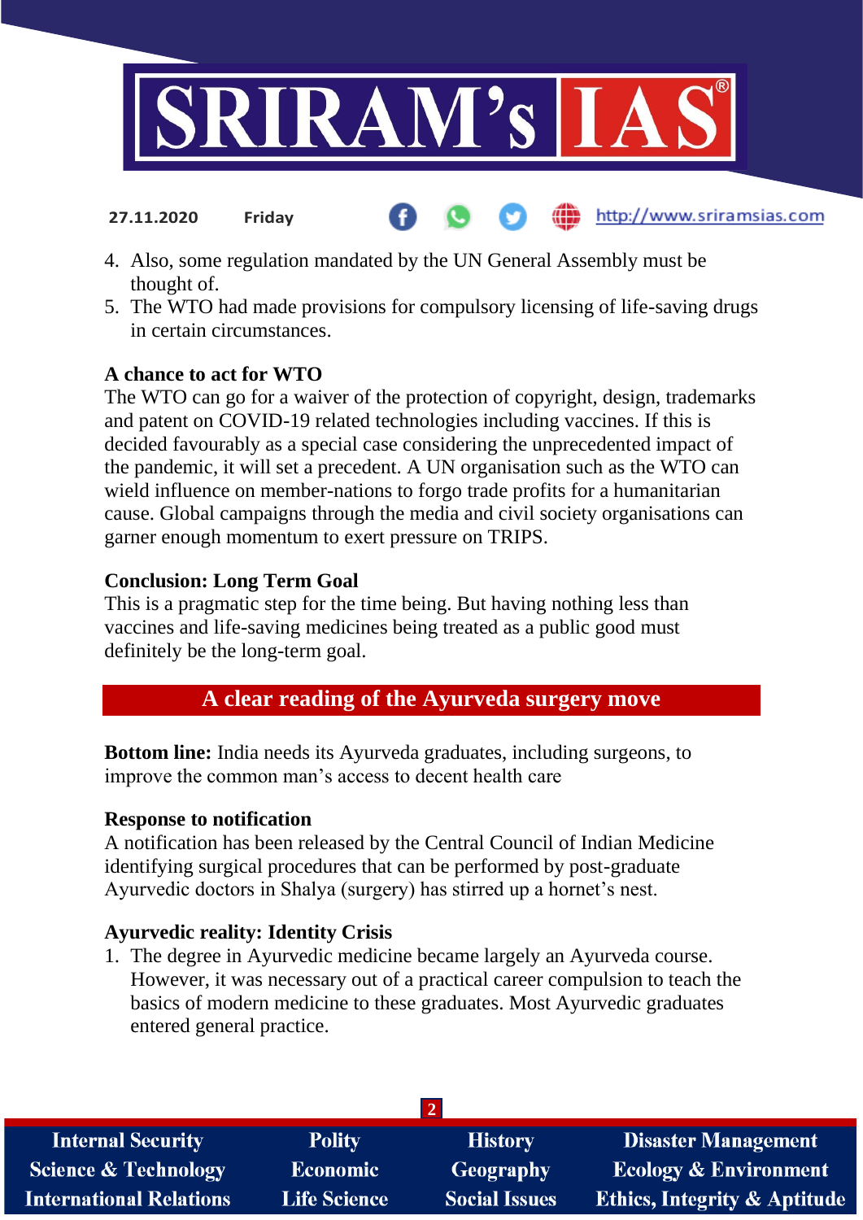4. Also, some regulation mandated by the UN General Assembly must be thought of.
5. The WTO had made provisions for compulsory licensing of life-saving drugs in certain circumstances.

**A chance to act for WTO**

The WTO can go for a waiver of the protection of copyright, design, trademarks and patent on COVID-19 related technologies including vaccines. If this is decided favourably as a special case considering the unprecedented impact of the pandemic, it will set a precedent. A UN organisation such as the WTO can wield influence on member-nations to forgo trade profits for a humanitarian cause. Global campaigns through the media and civil society organisations can garner enough momentum to exert pressure on TRIPS.

**Conclusion: Long Term Goal**

This is a pragmatic step for the time being. But having nothing less than vaccines and life-saving medicines being treated as a public good must definitely be the long-term goal.

## A clear reading of the Ayurveda surgery move

**Bottom line:** India needs its Ayurveda graduates, including surgeons, to improve the common man's access to decent health care

**Response to notification**

A notification has been released by the Central Council of Indian Medicine identifying surgical procedures that can be performed by post-graduate Ayurvedic doctors in Shalya (surgery) has stirred up a hornet's nest.

**Ayurvedic reality: Identity Crisis**

1. The degree in Ayurvedic medicine became largely an Ayurveda course. However, it was necessary out of a practical career compulsion to teach the basics of modern medicine to these graduates. Most Ayurvedic graduates entered general practice.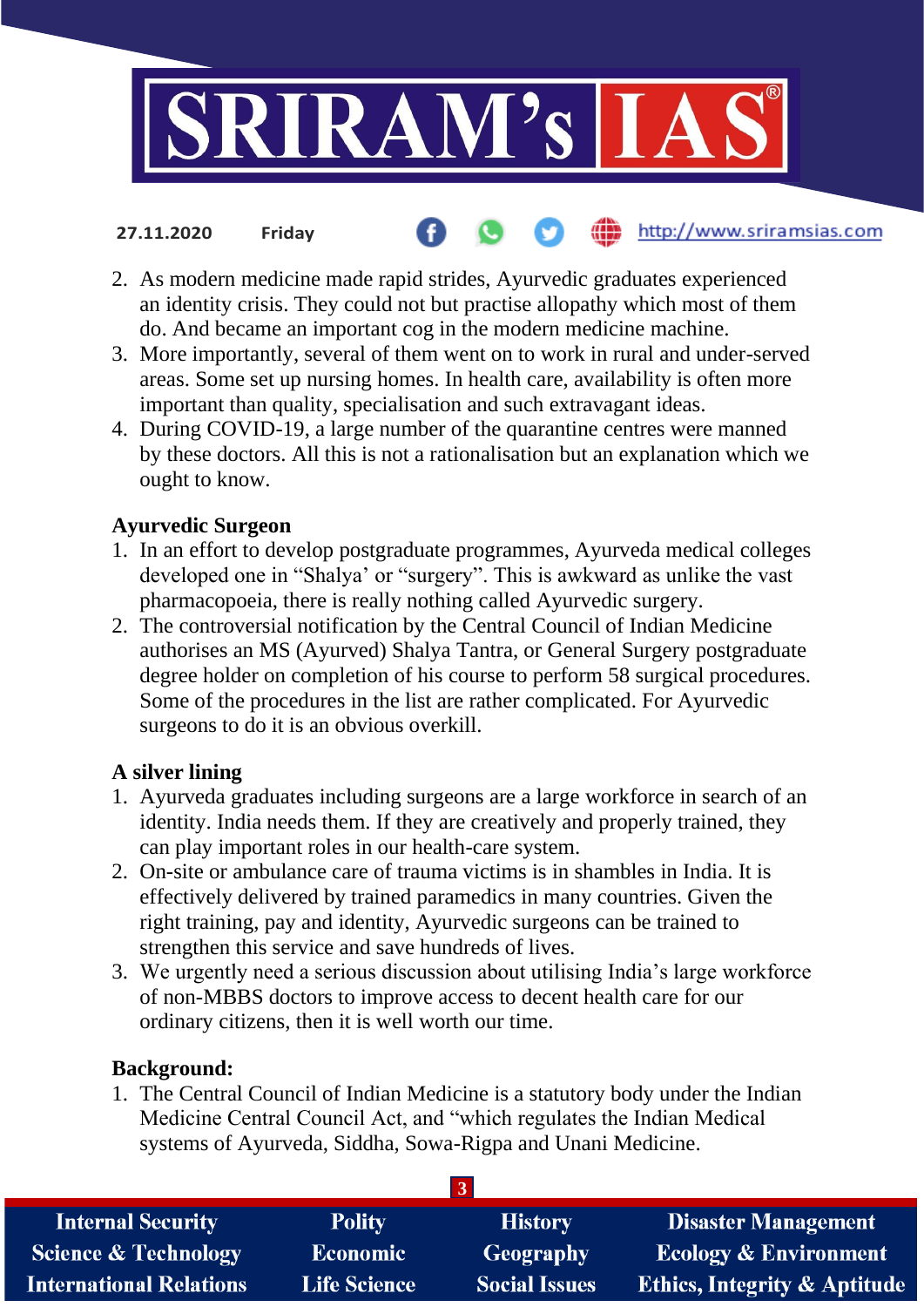2. As modern medicine made rapid strides, Ayurvedic graduates experienced an identity crisis. They could not but practise allopathy which most of them do. And became an important cog in the modern medicine machine.
3. More importantly, several of them went on to work in rural and under-served areas. Some set up nursing homes. In health care, availability is often more important than quality, specialisation and such extravagant ideas.
4. During COVID-19, a large number of the quarantine centres were manned by these doctors. All this is not a rationalisation but an explanation which we ought to know.

**Ayurvedic Surgeon**

1. In an effort to develop postgraduate programmes, Ayurveda medical colleges developed one in "Shalya' or "surgery". This is awkward as unlike the vast pharmacopoeia, there is really nothing called Ayurvedic surgery.
2. The controversial notification by the Central Council of Indian Medicine authorises an MS (Ayurved) Shalya Tantra, or General Surgery postgraduate degree holder on completion of his course to perform 58 surgical procedures. Some of the procedures in the list are rather complicated. For Ayurvedic surgeons to do it is an obvious overkill.

**A silver lining**

1. Ayurveda graduates including surgeons are a large workforce in search of an identity. India needs them. If they are creatively and properly trained, they can play important roles in our health-care system.
2. On-site or ambulance care of trauma victims is in shambles in India. It is effectively delivered by trained paramedics in many countries. Given the right training, pay and identity, Ayurvedic surgeons can be trained to strengthen this service and save hundreds of lives.
3. We urgently need a serious discussion about utilising India's large workforce of non-MBBS doctors to improve access to decent health care for our ordinary citizens, then it is well worth our time.

**Background:**

1. The Central Council of Indian Medicine is a statutory body under the Indian Medicine Central Council Act, and "which regulates the Indian Medical systems of Ayurveda, Siddha, Sowa-Rigpa and Unani Medicine.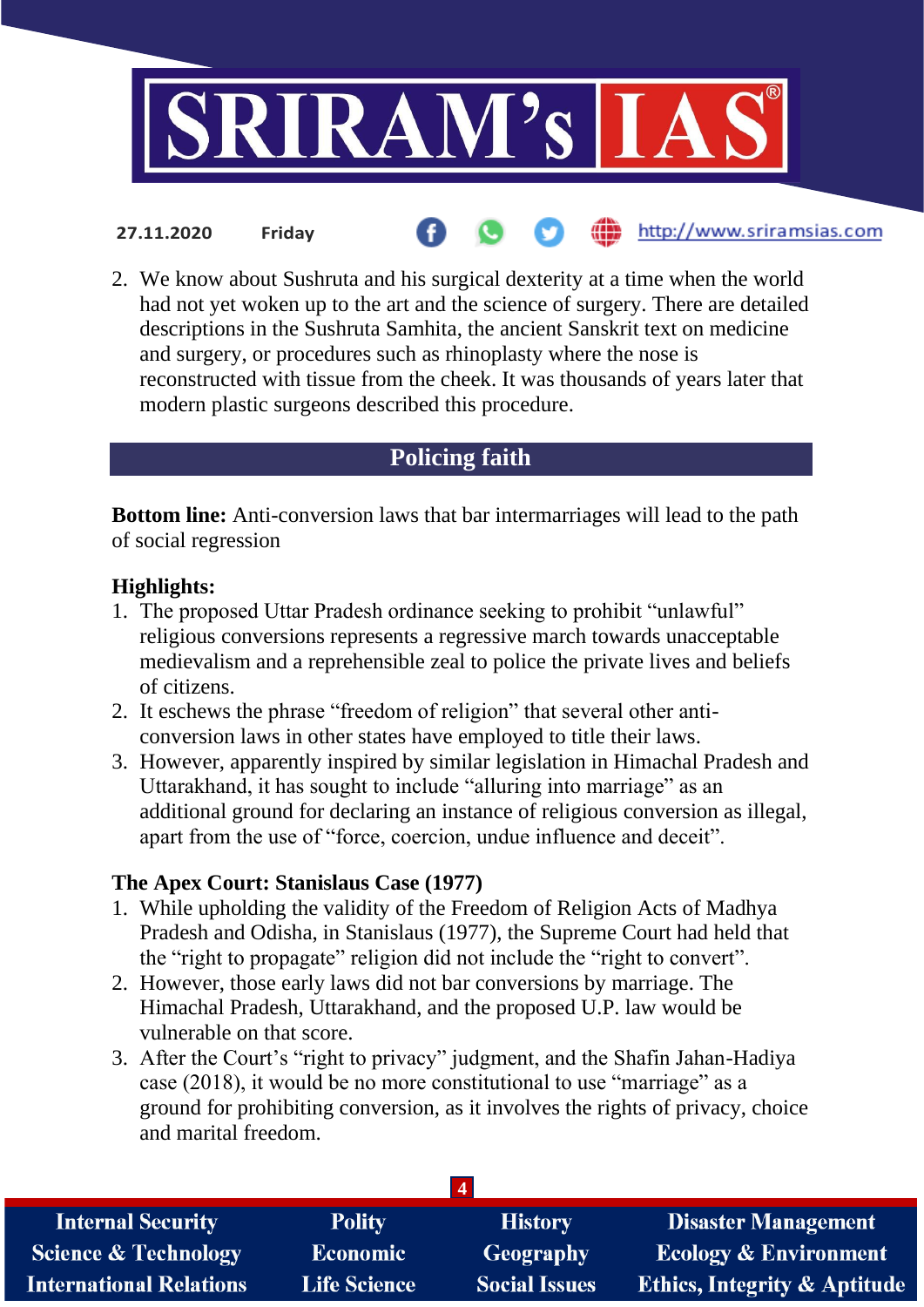2. We know about Sushruta and his surgical dexterity at a time when the world had not yet woken up to the art and the science of surgery. There are detailed descriptions in the Sushruta Samhita, the ancient Sanskrit text on medicine and surgery, or procedures such as rhinoplasty where the nose is reconstructed with tissue from the cheek. It was thousands of years later that modern plastic surgeons described this procedure.

## Policing faith

**Bottom line:** Anti-conversion laws that bar intermarriages will lead to the path of social regression

**Highlights:**

1. The proposed Uttar Pradesh ordinance seeking to prohibit "unlawful" religious conversions represents a regressive march towards unacceptable medievalism and a reprehensible zeal to police the private lives and beliefs of citizens.
2. It eschews the phrase "freedom of religion" that several other anti-conversion laws in other states have employed to title their laws.
3. However, apparently inspired by similar legislation in Himachal Pradesh and Uttarakhand, it has sought to include "alluring into marriage" as an additional ground for declaring an instance of religious conversion as illegal, apart from the use of "force, coercion, undue influence and deceit".

**The Apex Court: Stanislaus Case (1977)**

1. While upholding the validity of the Freedom of Religion Acts of Madhya Pradesh and Odisha, in Stanislaus (1977), the Supreme Court had held that the "right to propagate" religion did not include the "right to convert".
2. However, those early laws did not bar conversions by marriage. The Himachal Pradesh, Uttarakhand, and the proposed U.P. law would be vulnerable on that score.
3. After the Court's "right to privacy" judgment, and the Shafin Jahan-Hadiya case (2018), it would be no more constitutional to use "marriage" as a ground for prohibiting conversion, as it involves the rights of privacy, choice and marital freedom.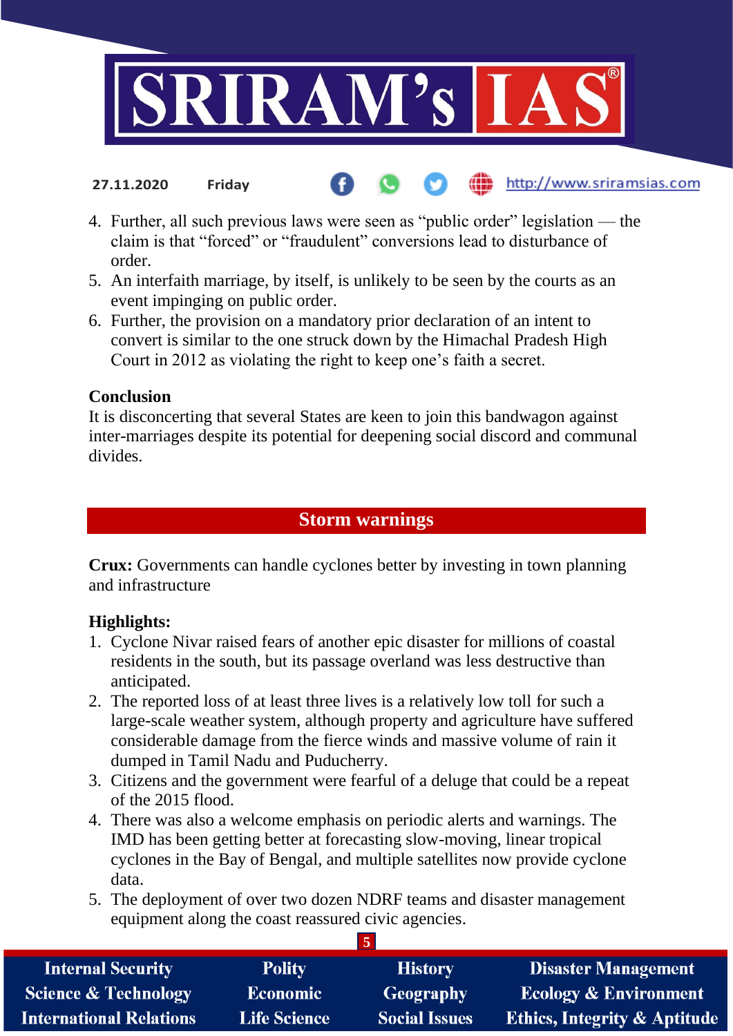4. Further, all such previous laws were seen as "public order" legislation — the claim is that "forced" or "fraudulent" conversions lead to disturbance of order.
5. An interfaith marriage, by itself, is unlikely to be seen by the courts as an event impinging on public order.
6. Further, the provision on a mandatory prior declaration of an intent to convert is similar to the one struck down by the Himachal Pradesh High Court in 2012 as violating the right to keep one's faith a secret.

**Conclusion**

It is disconcerting that several States are keen to join this bandwagon against inter-marriages despite its potential for deepening social discord and communal divides.

## Storm warnings

**Crux:** Governments can handle cyclones better by investing in town planning and infrastructure

**Highlights:**

1. Cyclone Nivar raised fears of another epic disaster for millions of coastal residents in the south, but its passage overland was less destructive than anticipated.
2. The reported loss of at least three lives is a relatively low toll for such a large-scale weather system, although property and agriculture have suffered considerable damage from the fierce winds and massive volume of rain it dumped in Tamil Nadu and Puducherry.
3. Citizens and the government were fearful of a deluge that could be a repeat of the 2015 flood.
4. There was also a welcome emphasis on periodic alerts and warnings. The IMD has been getting better at forecasting slow-moving, linear tropical cyclones in the Bay of Bengal, and multiple satellites now provide cyclone data.
5. The deployment of over two dozen NDRF teams and disaster management equipment along the coast reassured civic agencies.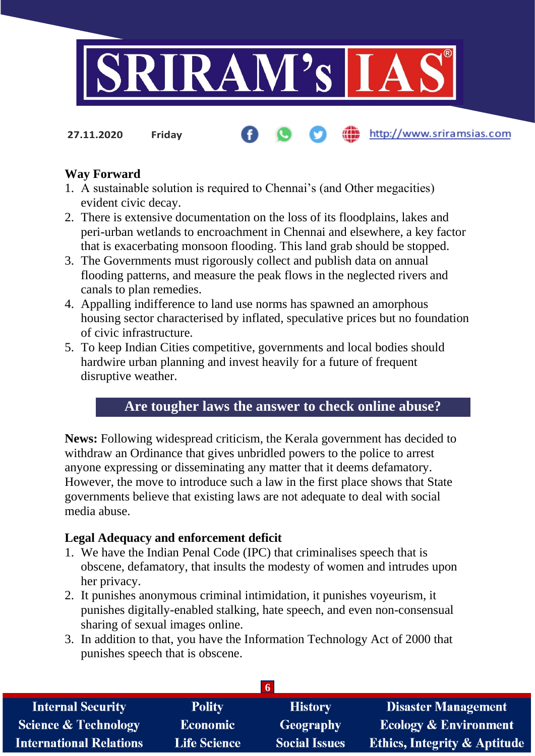**Way Forward**

1. A sustainable solution is required to Chennai's (and Other megacities) evident civic decay.
2. There is extensive documentation on the loss of its floodplains, lakes and peri-urban wetlands to encroachment in Chennai and elsewhere, a key factor that is exacerbating monsoon flooding. This land grab should be stopped.
3. The Governments must rigorously collect and publish data on annual flooding patterns, and measure the peak flows in the neglected rivers and canals to plan remedies.
4. Appalling indifference to land use norms has spawned an amorphous housing sector characterised by inflated, speculative prices but no foundation of civic infrastructure.
5. To keep Indian Cities competitive, governments and local bodies should hardwire urban planning and invest heavily for a future of frequent disruptive weather.

## Are tougher laws the answer to check online abuse?

**News:** Following widespread criticism, the Kerala government has decided to withdraw an Ordinance that gives unbridled powers to the police to arrest anyone expressing or disseminating any matter that it deems defamatory. However, the move to introduce such a law in the first place shows that State governments believe that existing laws are not adequate to deal with social media abuse.

**Legal Adequacy and enforcement deficit**

1. We have the Indian Penal Code (IPC) that criminalises speech that is obscene, defamatory, that insults the modesty of women and intrudes upon her privacy.
2. It punishes anonymous criminal intimidation, it punishes voyeurism, it punishes digitally-enabled stalking, hate speech, and even non-consensual sharing of sexual images online.
3. In addition to that, you have the Information Technology Act of 2000 that punishes speech that is obscene.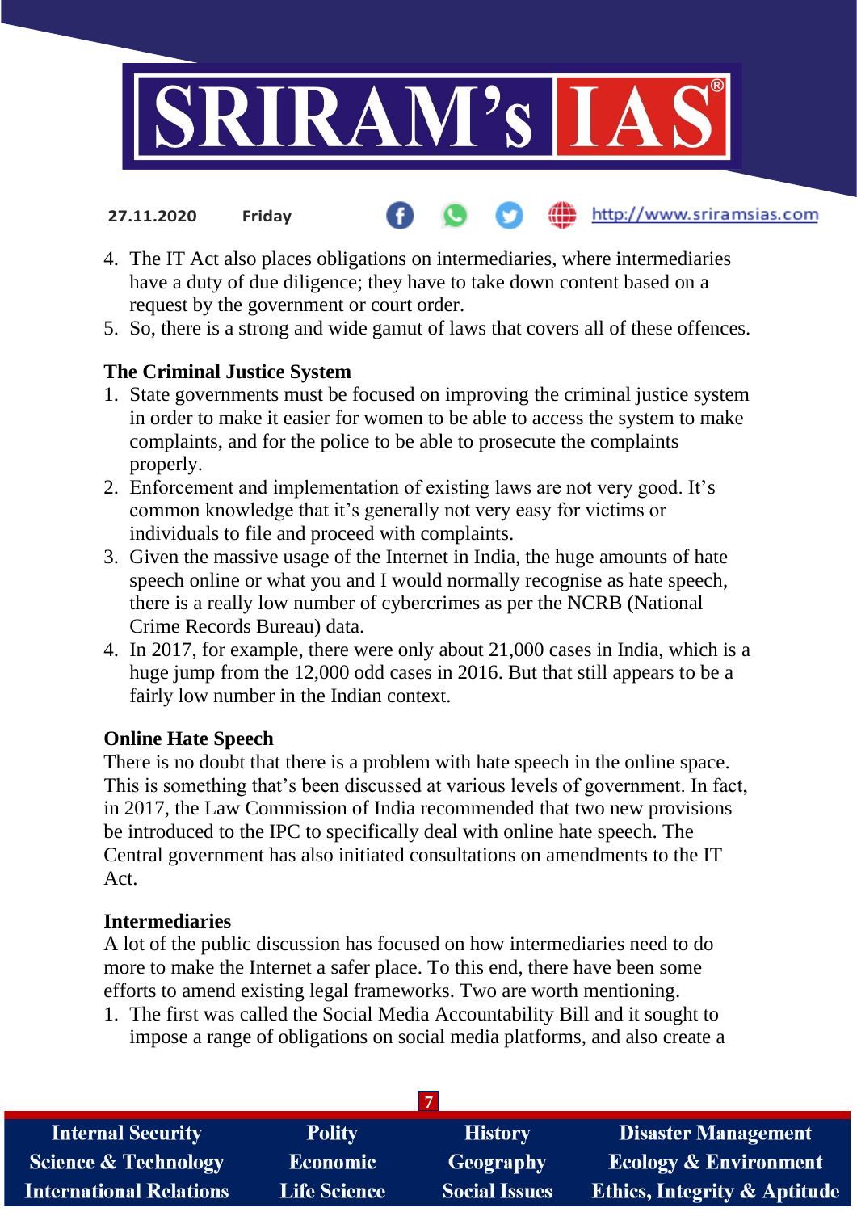4. The IT Act also places obligations on intermediaries, where intermediaries have a duty of due diligence; they have to take down content based on a request by the government or court order.
5. So, there is a strong and wide gamut of laws that covers all of these offences.

**The Criminal Justice System**

1. State governments must be focused on improving the criminal justice system in order to make it easier for women to be able to access the system to make complaints, and for the police to be able to prosecute the complaints properly.
2. Enforcement and implementation of existing laws are not very good. It's common knowledge that it's generally not very easy for victims or individuals to file and proceed with complaints.
3. Given the massive usage of the Internet in India, the huge amounts of hate speech online or what you and I would normally recognise as hate speech, there is a really low number of cybercrimes as per the NCRB (National Crime Records Bureau) data.
4. In 2017, for example, there were only about 21,000 cases in India, which is a huge jump from the 12,000 odd cases in 2016. But that still appears to be a fairly low number in the Indian context.

**Online Hate Speech**

There is no doubt that there is a problem with hate speech in the online space. This is something that's been discussed at various levels of government. In fact, in 2017, the Law Commission of India recommended that two new provisions be introduced to the IPC to specifically deal with online hate speech. The Central government has also initiated consultations on amendments to the IT Act.

**Intermediaries**

A lot of the public discussion has focused on how intermediaries need to do more to make the Internet a safer place. To this end, there have been some efforts to amend existing legal frameworks. Two are worth mentioning.

1. The first was called the Social Media Accountability Bill and it sought to impose a range of obligations on social media platforms, and also create a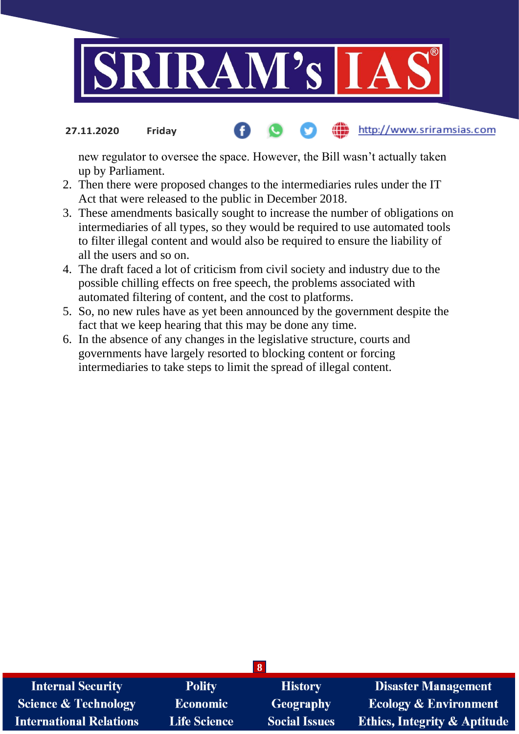new regulator to oversee the space. However, the Bill wasn't actually taken up by Parliament.

2. Then there were proposed changes to the intermediaries rules under the IT Act that were released to the public in December 2018.
3. These amendments basically sought to increase the number of obligations on intermediaries of all types, so they would be required to use automated tools to filter illegal content and would also be required to ensure the liability of all the users and so on.
4. The draft faced a lot of criticism from civil society and industry due to the possible chilling effects on free speech, the problems associated with automated filtering of content, and the cost to platforms.
5. So, no new rules have as yet been announced by the government despite the fact that we keep hearing that this may be done any time.
6. In the absence of any changes in the legislative structure, courts and governments have largely resorted to blocking content or forcing intermediaries to take steps to limit the spread of illegal content.